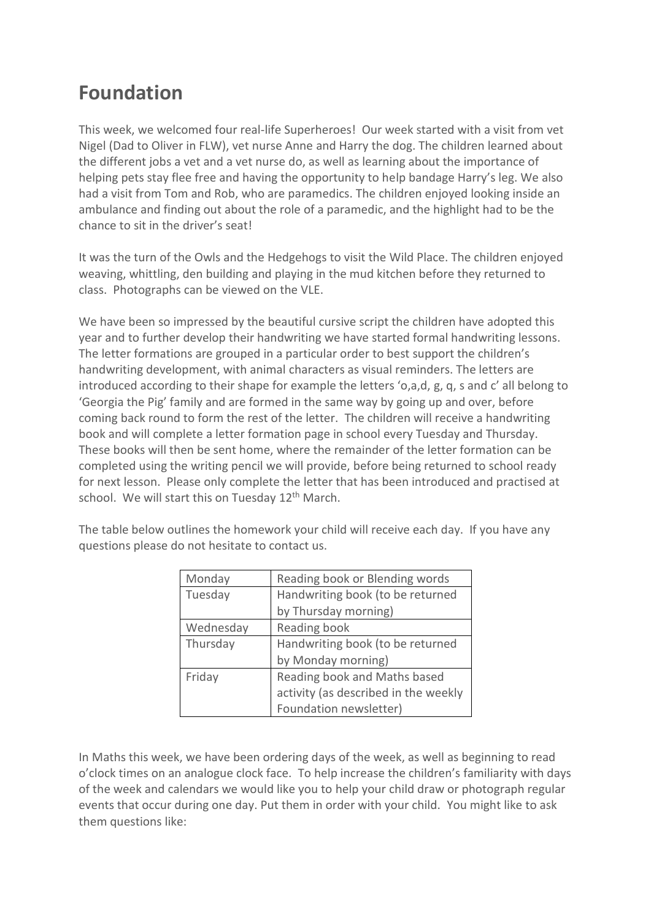# Foundation

This week, we welcomed four real-life Superheroes!  Our week started with a visit from vet Nigel (Dad to Oliver in FLW), vet nurse Anne and Harry the dog. The children learned about the different jobs a vet and a vet nurse do, as well as learning about the importance of helping pets stay flee free and having the opportunity to help bandage Harry's leg. We also had a visit from Tom and Rob, who are paramedics. The children enjoyed looking inside an ambulance and finding out about the role of a paramedic, and the highlight had to be the chance to sit in the driver's seat!

It was the turn of the Owls and the Hedgehogs to visit the Wild Place. The children enjoyed weaving, whittling, den building and playing in the mud kitchen before they returned to class.  Photographs can be viewed on the VLE.

We have been so impressed by the beautiful cursive script the children have adopted this year and to further develop their handwriting we have started formal handwriting lessons. The letter formations are grouped in a particular order to best support the children's handwriting development, with animal characters as visual reminders. The letters are introduced according to their shape for example the letters 'o,a,d, g, q, s and c' all belong to 'Georgia the Pig' family and are formed in the same way by going up and over, before coming back round to form the rest of the letter.  The children will receive a handwriting book and will complete a letter formation page in school every Tuesday and Thursday. These books will then be sent home, where the remainder of the letter formation can be completed using the writing pencil we will provide, before being returned to school ready for next lesson.  Please only complete the letter that has been introduced and practised at school.  We will start this on Tuesday 12th March.

The table below outlines the homework your child will receive each day.  If you have any questions please do not hesitate to contact us.

| Monday | Reading book or Blending words |
|---|---|
| Tuesday | Handwriting book (to be returned by Thursday morning) |
| Wednesday | Reading book |
| Thursday | Handwriting book (to be returned by Monday morning) |
| Friday | Reading book and Maths based activity (as described in the weekly Foundation newsletter) |

In Maths this week, we have been ordering days of the week, as well as beginning to read o'clock times on an analogue clock face.  To help increase the children's familiarity with days of the week and calendars we would like you to help your child draw or photograph regular events that occur during one day. Put them in order with your child.  You might like to ask them questions like: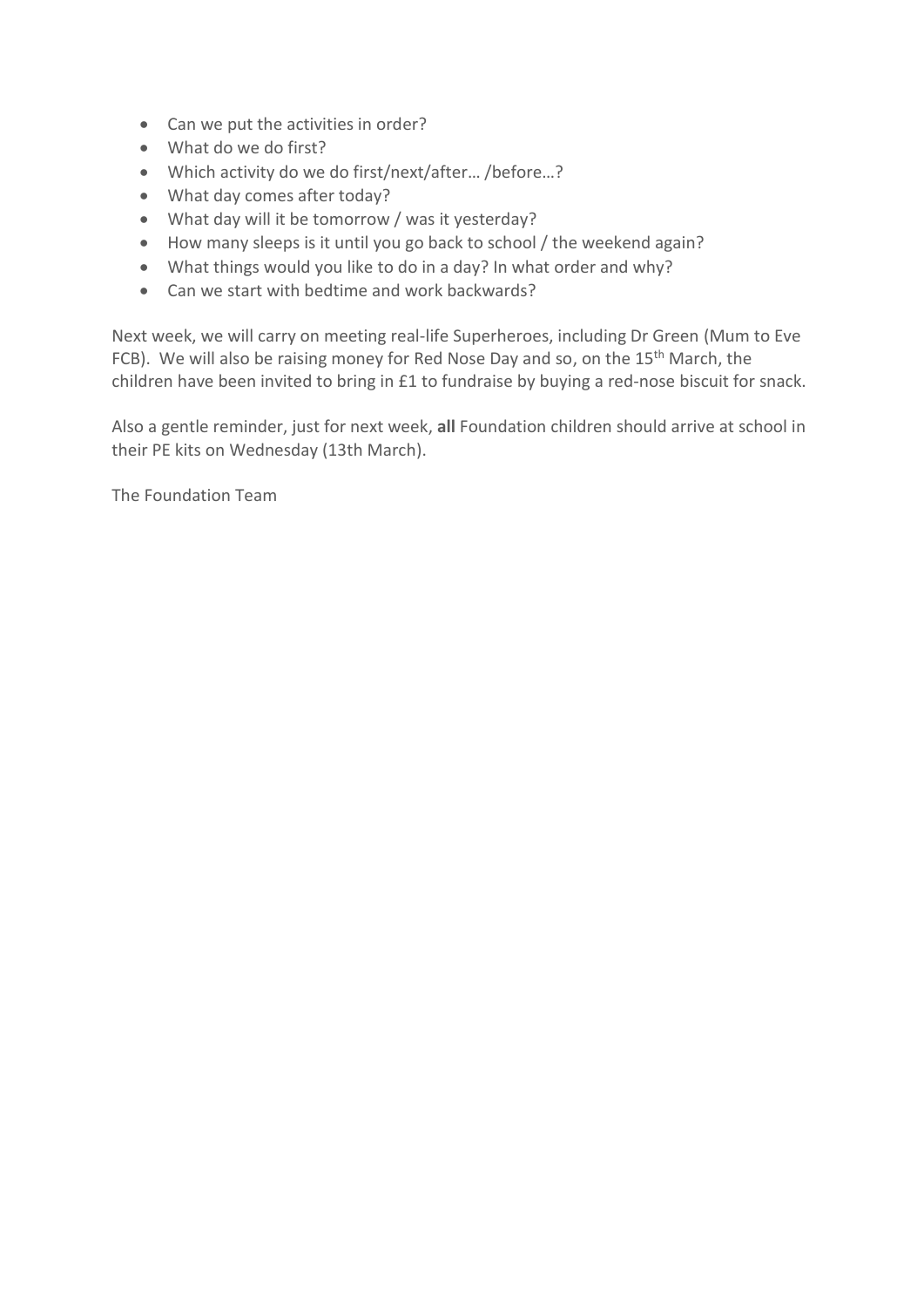- Can we put the activities in order?
- What do we do first?
- Which activity do we do first/next/after… /before…?
- What day comes after today?
- What day will it be tomorrow / was it yesterday?
- How many sleeps is it until you go back to school / the weekend again?
- What things would you like to do in a day? In what order and why?
- Can we start with bedtime and work backwards?

Next week, we will carry on meeting real-life Superheroes, including Dr Green (Mum to Eve FCB). We will also be raising money for Red Nose Day and so, on the 15th March, the children have been invited to bring in £1 to fundraise by buying a red-nose biscuit for snack.

Also a gentle reminder, just for next week, **all** Foundation children should arrive at school in their PE kits on Wednesday (13th March).

The Foundation Team